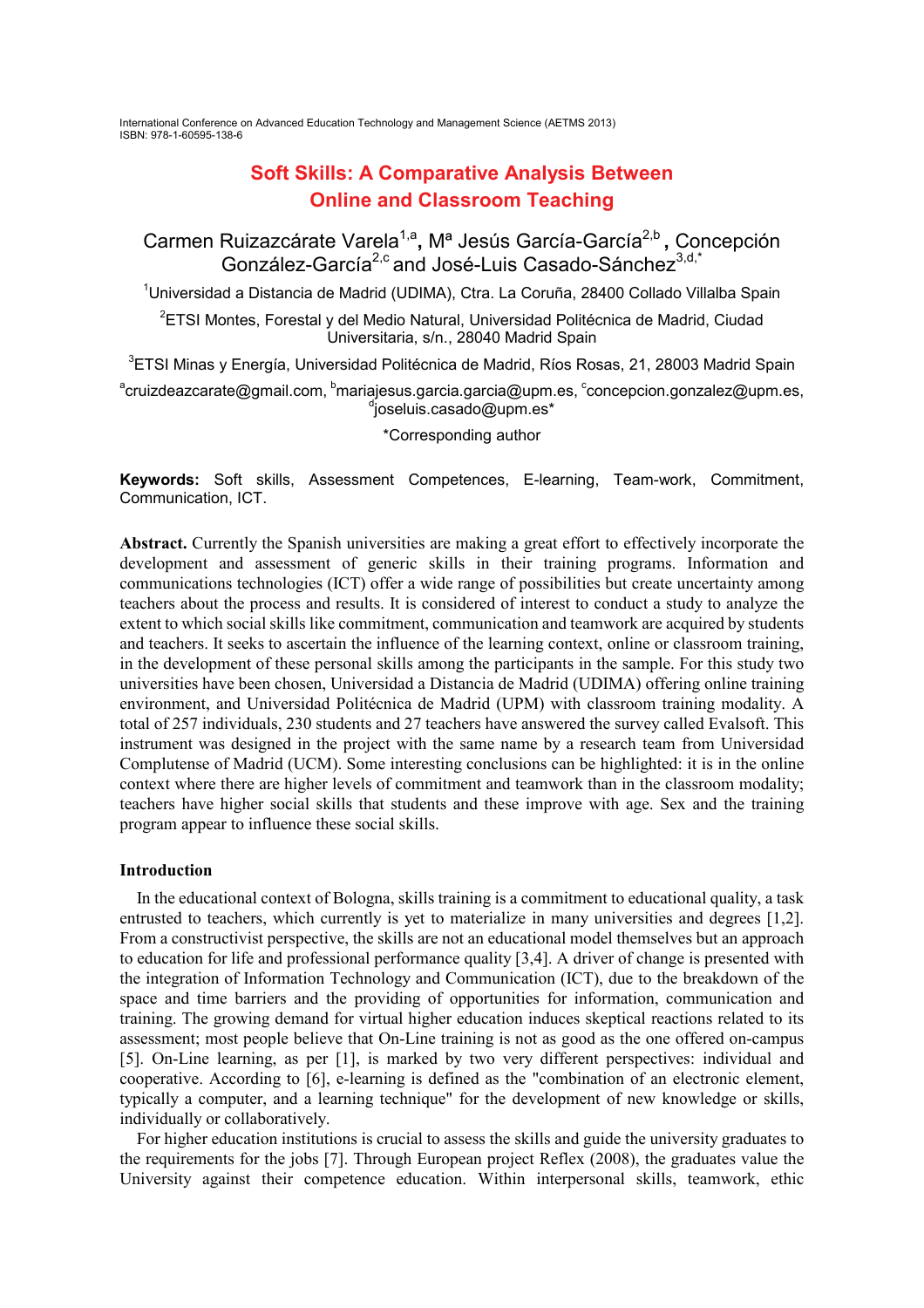# Soft Skills: A Comparative Analysis Between Online and Classroom Teaching

Carmen Ruizazcárate Varela[1,a], Mª Jesús García-García[2,b], Concepción González-García[2,c] and José-Luis Casado-Sánchez[3,d,*]

[1]Universidad a Distancia de Madrid (UDIMA), Ctra. La Coruña, 28400 Collado Villalba Spain

[2]ETSI Montes, Forestal y del Medio Natural, Universidad Politécnica de Madrid, Ciudad Universitaria, s/n., 28040 Madrid Spain

[3]ETSI Minas y Energía, Universidad Politécnica de Madrid, Ríos Rosas, 21, 28003 Madrid Spain

[a]cruizdeazcarate@gmail.com, [b]mariajesus.garcia.garcia@upm.es, [c]concepcion.gonzalez@upm.es, [d]joseluis.casado@upm.es*

*Corresponding author

**Keywords:** Soft skills, Assessment Competences, E-learning, Team-work, Commitment, Communication, ICT.

**Abstract.** Currently the Spanish universities are making a great effort to effectively incorporate the development and assessment of generic skills in their training programs. Information and communications technologies (ICT) offer a wide range of possibilities but create uncertainty among teachers about the process and results. It is considered of interest to conduct a study to analyze the extent to which social skills like commitment, communication and teamwork are acquired by students and teachers. It seeks to ascertain the influence of the learning context, online or classroom training, in the development of these personal skills among the participants in the sample. For this study two universities have been chosen, Universidad a Distancia de Madrid (UDIMA) offering online training environment, and Universidad Politécnica de Madrid (UPM) with classroom training modality. A total of 257 individuals, 230 students and 27 teachers have answered the survey called Evalsoft. This instrument was designed in the project with the same name by a research team from Universidad Complutense of Madrid (UCM). Some interesting conclusions can be highlighted: it is in the online context where there are higher levels of commitment and teamwork than in the classroom modality; teachers have higher social skills that students and these improve with age. Sex and the training program appear to influence these social skills.

## Introduction

In the educational context of Bologna, skills training is a commitment to educational quality, a task entrusted to teachers, which currently is yet to materialize in many universities and degrees [1,2]. From a constructivist perspective, the skills are not an educational model themselves but an approach to education for life and professional performance quality [3,4]. A driver of change is presented with the integration of Information Technology and Communication (ICT), due to the breakdown of the space and time barriers and the providing of opportunities for information, communication and training. The growing demand for virtual higher education induces skeptical reactions related to its assessment; most people believe that On-Line training is not as good as the one offered on-campus [5]. On-Line learning, as per [1], is marked by two very different perspectives: individual and cooperative. According to [6], e-learning is defined as the "combination of an electronic element, typically a computer, and a learning technique" for the development of new knowledge or skills, individually or collaboratively.

For higher education institutions is crucial to assess the skills and guide the university graduates to the requirements for the jobs [7]. Through European project Reflex (2008), the graduates value the University against their competence education. Within interpersonal skills, teamwork, ethic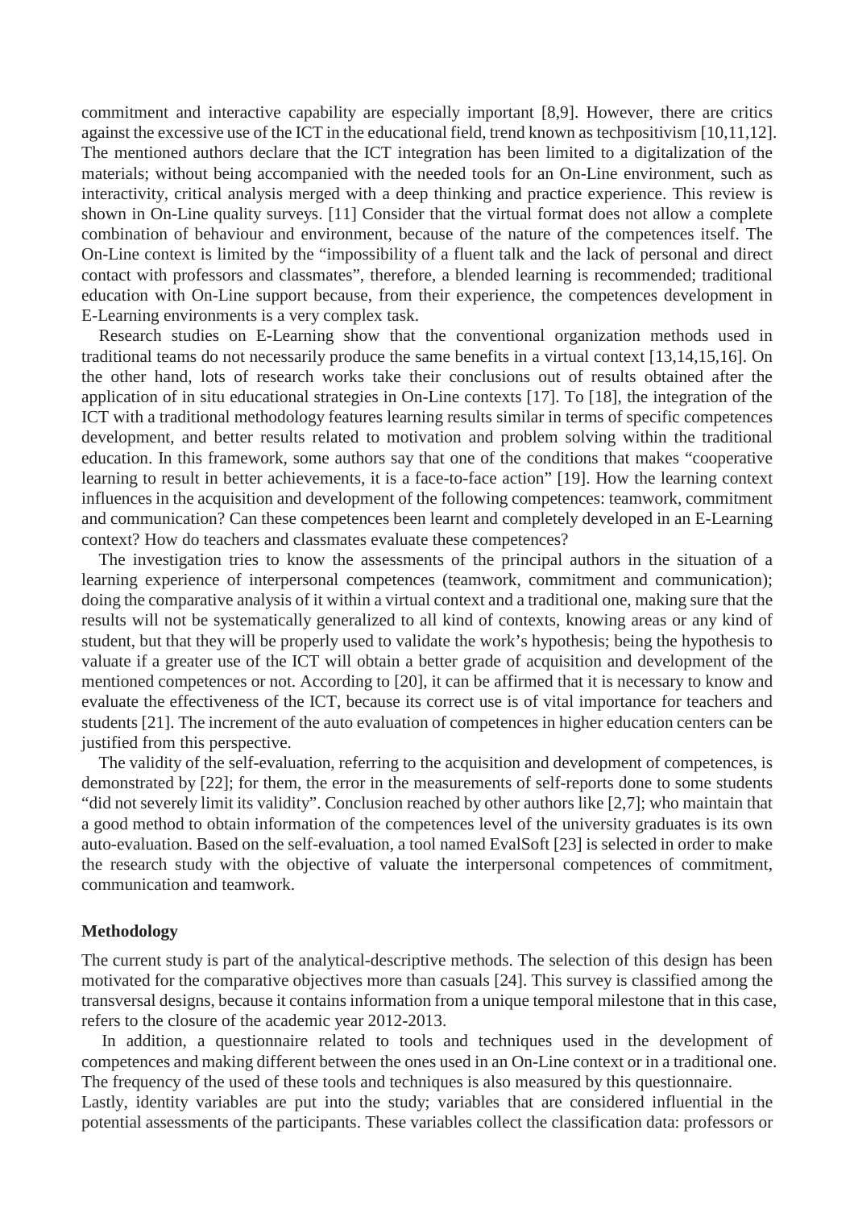commitment and interactive capability are especially important [8,9]. However, there are critics against the excessive use of the ICT in the educational field, trend known as techpositivism [10,11,12]. The mentioned authors declare that the ICT integration has been limited to a digitalization of the materials; without being accompanied with the needed tools for an On-Line environment, such as interactivity, critical analysis merged with a deep thinking and practice experience. This review is shown in On-Line quality surveys. [11] Consider that the virtual format does not allow a complete combination of behaviour and environment, because of the nature of the competences itself. The On-Line context is limited by the "impossibility of a fluent talk and the lack of personal and direct contact with professors and classmates", therefore, a blended learning is recommended; traditional education with On-Line support because, from their experience, the competences development in E-Learning environments is a very complex task.

Research studies on E-Learning show that the conventional organization methods used in traditional teams do not necessarily produce the same benefits in a virtual context [13,14,15,16]. On the other hand, lots of research works take their conclusions out of results obtained after the application of in situ educational strategies in On-Line contexts [17]. To [18], the integration of the ICT with a traditional methodology features learning results similar in terms of specific competences development, and better results related to motivation and problem solving within the traditional education. In this framework, some authors say that one of the conditions that makes "cooperative learning to result in better achievements, it is a face-to-face action" [19]. How the learning context influences in the acquisition and development of the following competences: teamwork, commitment and communication? Can these competences been learnt and completely developed in an E-Learning context? How do teachers and classmates evaluate these competences?

The investigation tries to know the assessments of the principal authors in the situation of a learning experience of interpersonal competences (teamwork, commitment and communication); doing the comparative analysis of it within a virtual context and a traditional one, making sure that the results will not be systematically generalized to all kind of contexts, knowing areas or any kind of student, but that they will be properly used to validate the work's hypothesis; being the hypothesis to valuate if a greater use of the ICT will obtain a better grade of acquisition and development of the mentioned competences or not. According to [20], it can be affirmed that it is necessary to know and evaluate the effectiveness of the ICT, because its correct use is of vital importance for teachers and students [21]. The increment of the auto evaluation of competences in higher education centers can be justified from this perspective.

The validity of the self-evaluation, referring to the acquisition and development of competences, is demonstrated by [22]; for them, the error in the measurements of self-reports done to some students "did not severely limit its validity". Conclusion reached by other authors like [2,7]; who maintain that a good method to obtain information of the competences level of the university graduates is its own auto-evaluation. Based on the self-evaluation, a tool named EvalSoft [23] is selected in order to make the research study with the objective of valuate the interpersonal competences of commitment, communication and teamwork.

## Methodology

The current study is part of the analytical-descriptive methods. The selection of this design has been motivated for the comparative objectives more than casuals [24]. This survey is classified among the transversal designs, because it contains information from a unique temporal milestone that in this case, refers to the closure of the academic year 2012-2013.

In addition, a questionnaire related to tools and techniques used in the development of competences and making different between the ones used in an On-Line context or in a traditional one. The frequency of the used of these tools and techniques is also measured by this questionnaire.

Lastly, identity variables are put into the study; variables that are considered influential in the potential assessments of the participants. These variables collect the classification data: professors or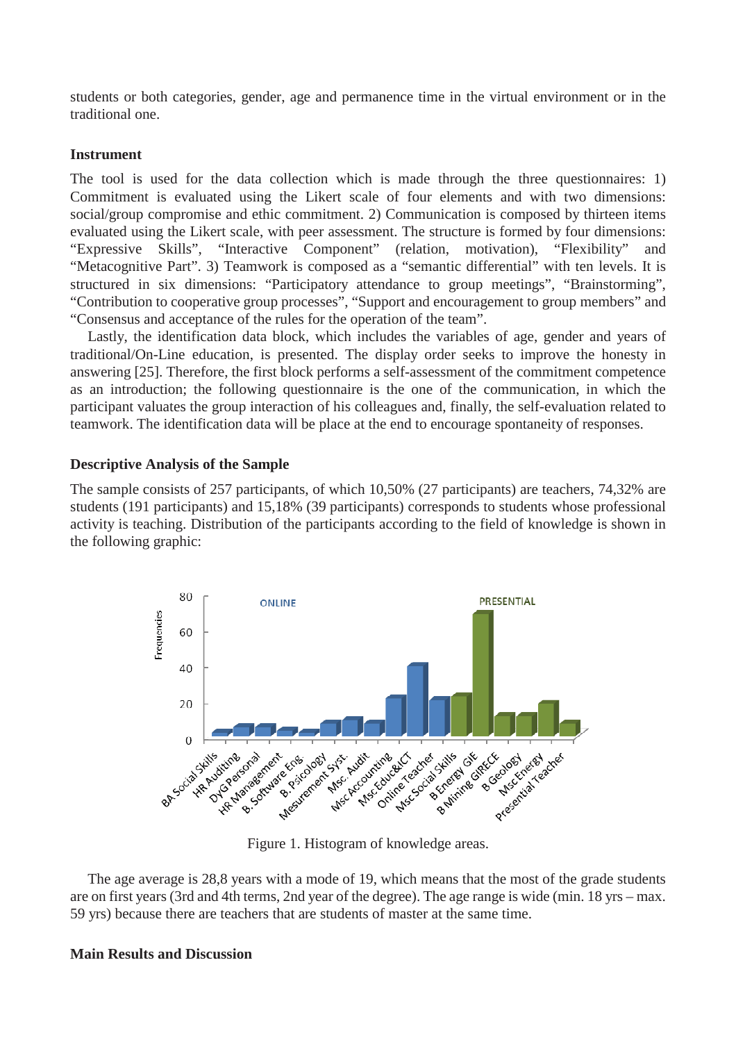students or both categories, gender, age and permanence time in the virtual environment or in the traditional one.

**Instrument**

The tool is used for the data collection which is made through the three questionnaires: 1) Commitment is evaluated using the Likert scale of four elements and with two dimensions: social/group compromise and ethic commitment. 2) Communication is composed by thirteen items evaluated using the Likert scale, with peer assessment. The structure is formed by four dimensions: “Expressive Skills”, “Interactive Component” (relation, motivation), “Flexibility” and “Metacognitive Part”. 3) Teamwork is composed as a “semantic differential” with ten levels. It is structured in six dimensions: “Participatory attendance to group meetings”, “Brainstorming”, “Contribution to cooperative group processes”, “Support and encouragement to group members” and “Consensus and acceptance of the rules for the operation of the team”.

Lastly, the identification data block, which includes the variables of age, gender and years of traditional/On-Line education, is presented. The display order seeks to improve the honesty in answering [25]. Therefore, the first block performs a self-assessment of the commitment competence as an introduction; the following questionnaire is the one of the communication, in which the participant valuates the group interaction of his colleagues and, finally, the self-evaluation related to teamwork. The identification data will be place at the end to encourage spontaneity of responses.

**Descriptive Analysis of the Sample**

The sample consists of 257 participants, of which 10,50% (27 participants) are teachers, 74,32% are students (191 participants) and 15,18% (39 participants) corresponds to students whose professional activity is teaching. Distribution of the participants according to the field of knowledge is shown in the following graphic:

Figure 1. Histogram of knowledge areas.

The age average is 28,8 years with a mode of 19, which means that the most of the grade students are on first years (3rd and 4th terms, 2nd year of the degree). The age range is wide (min. 18 yrs – max. 59 yrs) because there are teachers that are students of master at the same time.

**Main Results and Discussion**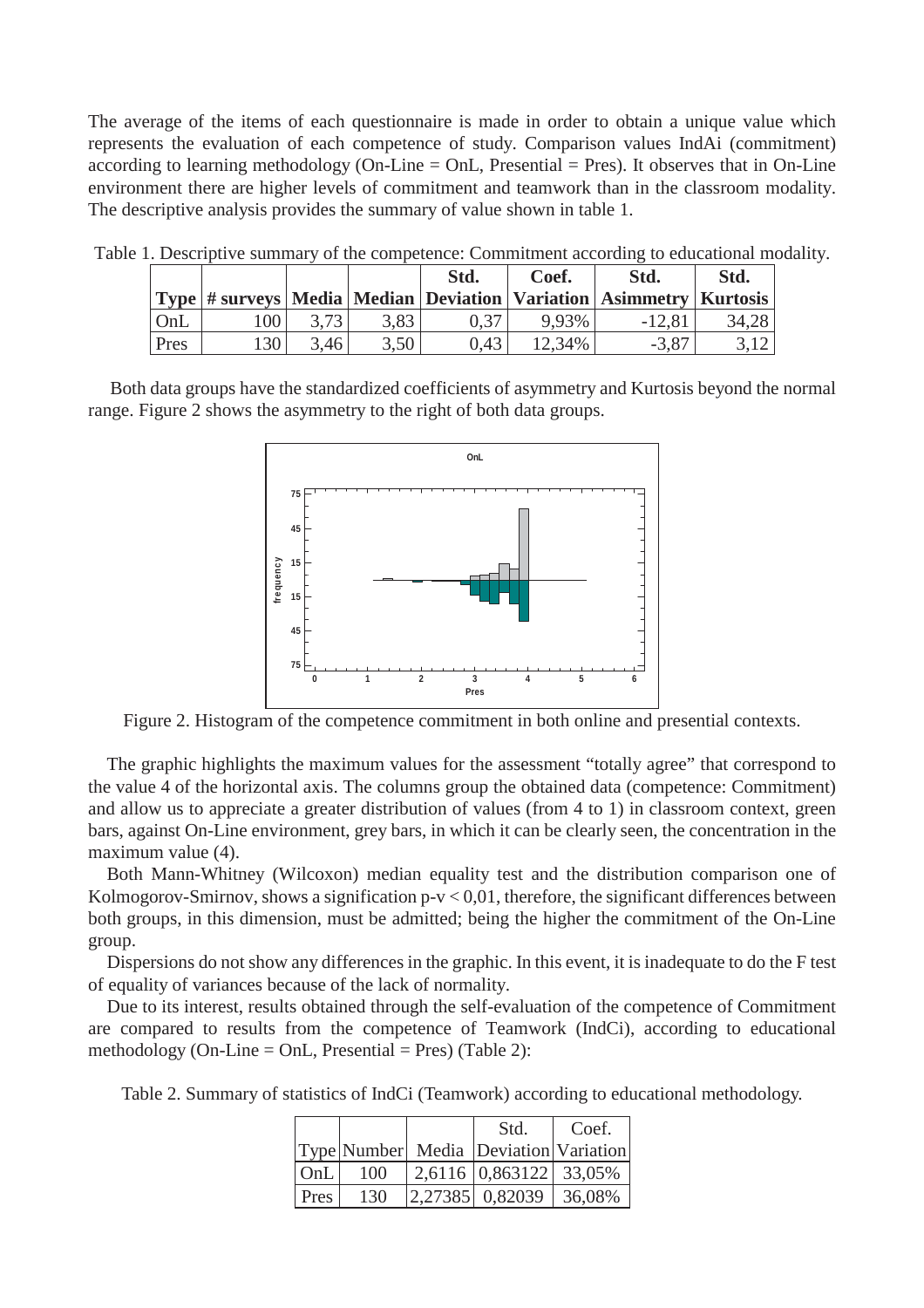The average of the items of each questionnaire is made in order to obtain a unique value which represents the evaluation of each competence of study. Comparison values IndAi (commitment) according to learning methodology (On-Line = OnL, Presential = Pres). It observes that in On-Line environment there are higher levels of commitment and teamwork than in the classroom modality. The descriptive analysis provides the summary of value shown in table 1.

Table 1. Descriptive summary of the competence: Commitment according to educational modality.

| Type | # surveys | Media | Median | Std. Deviation | Coef. Variation | Std. Asimmetry | Std. Kurtosis |
|---|---|---|---|---|---|---|---|
| OnL | 100 | 3,73 | 3,83 | 0,37 | 9,93% | -12,81 | 34,28 |
| Pres | 130 | 3,46 | 3,50 | 0,43 | 12,34% | -3,87 | 3,12 |

Both data groups have the standardized coefficients of asymmetry and Kurtosis beyond the normal range. Figure 2 shows the asymmetry to the right of both data groups.

Figure 2. Histogram of the competence commitment in both online and presential contexts.

The graphic highlights the maximum values for the assessment "totally agree" that correspond to the value 4 of the horizontal axis. The columns group the obtained data (competence: Commitment) and allow us to appreciate a greater distribution of values (from 4 to 1) in classroom context, green bars, against On-Line environment, grey bars, in which it can be clearly seen, the concentration in the maximum value (4).

Both Mann-Whitney (Wilcoxon) median equality test and the distribution comparison one of Kolmogorov-Smirnov, shows a signification p-v < 0,01, therefore, the significant differences between both groups, in this dimension, must be admitted; being the higher the commitment of the On-Line group.

Dispersions do not show any differences in the graphic. In this event, it is inadequate to do the F test of equality of variances because of the lack of normality.

Due to its interest, results obtained through the self-evaluation of the competence of Commitment are compared to results from the competence of Teamwork (IndCi), according to educational methodology (On-Line = OnL, Presential = Pres) (Table 2):

Table 2. Summary of statistics of IndCi (Teamwork) according to educational methodology.

| Type | Number | Media | Std. Deviation | Coef. Variation |
|---|---|---|---|---|
| OnL | 100 | 2,6116 | 0,863122 | 33,05% |
| Pres | 130 | 2,27385 | 0,82039 | 36,08% |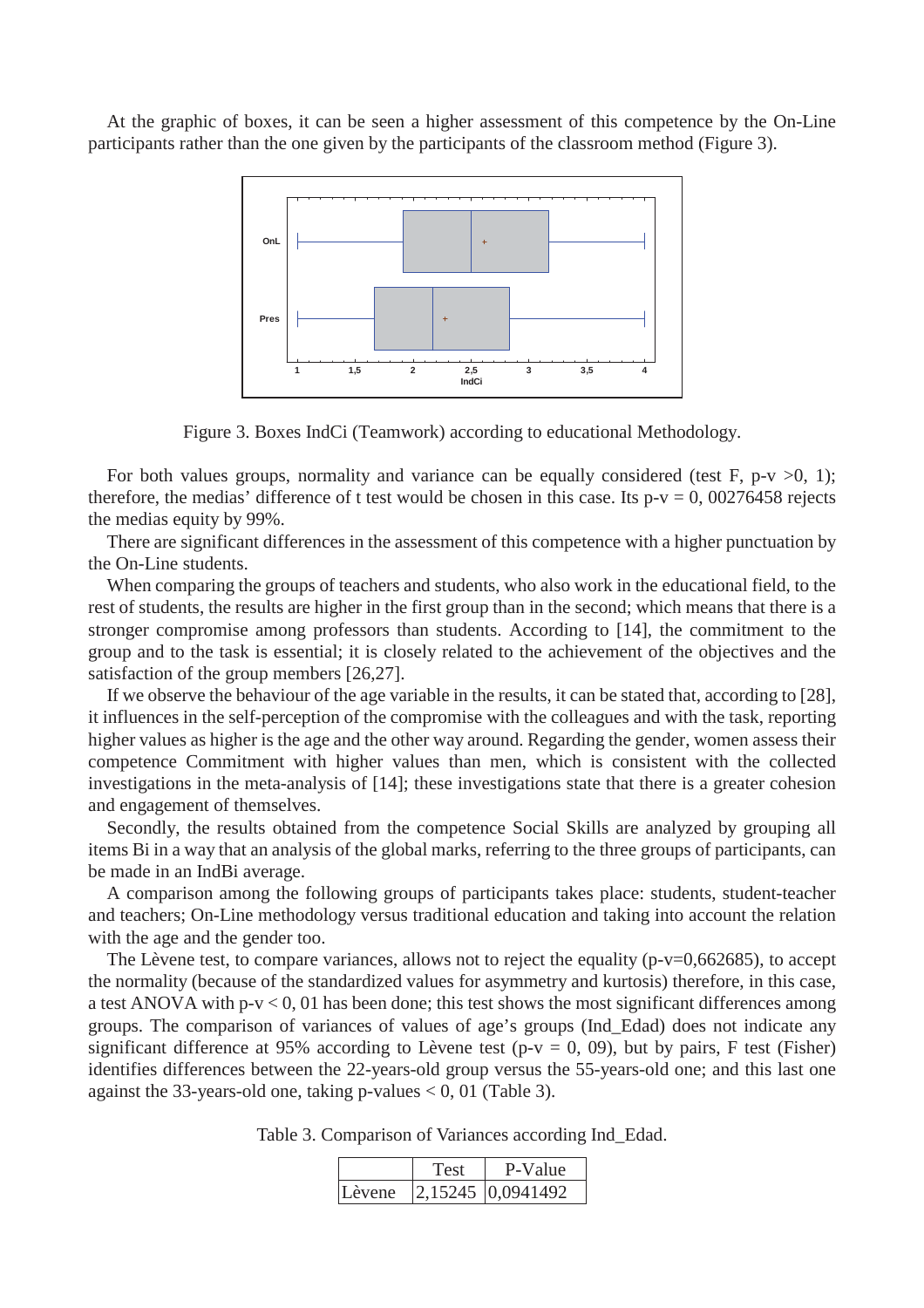At the graphic of boxes, it can be seen a higher assessment of this competence by the On-Line participants rather than the one given by the participants of the classroom method (Figure 3).

Figure 3. Boxes IndCi (Teamwork) according to educational Methodology.

For both values groups, normality and variance can be equally considered (test F, p-v >0, 1); therefore, the medias' difference of t test would be chosen in this case. Its p-v = 0, 00276458 rejects the medias equity by 99%.

There are significant differences in the assessment of this competence with a higher punctuation by the On-Line students.

When comparing the groups of teachers and students, who also work in the educational field, to the rest of students, the results are higher in the first group than in the second; which means that there is a stronger compromise among professors than students. According to [14], the commitment to the group and to the task is essential; it is closely related to the achievement of the objectives and the satisfaction of the group members [26,27].

If we observe the behaviour of the age variable in the results, it can be stated that, according to [28], it influences in the self-perception of the compromise with the colleagues and with the task, reporting higher values as higher is the age and the other way around. Regarding the gender, women assess their competence Commitment with higher values than men, which is consistent with the collected investigations in the meta-analysis of [14]; these investigations state that there is a greater cohesion and engagement of themselves.

Secondly, the results obtained from the competence Social Skills are analyzed by grouping all items Bi in a way that an analysis of the global marks, referring to the three groups of participants, can be made in an IndBi average.

A comparison among the following groups of participants takes place: students, student-teacher and teachers; On-Line methodology versus traditional education and taking into account the relation with the age and the gender too.

The Lèvene test, to compare variances, allows not to reject the equality (p-v=0,662685), to accept the normality (because of the standardized values for asymmetry and kurtosis) therefore, in this case, a test ANOVA with p-v < 0, 01 has been done; this test shows the most significant differences among groups. The comparison of variances of values of age's groups (Ind_Edad) does not indicate any significant difference at 95% according to Lèvene test (p-v = 0, 09), but by pairs, F test (Fisher) identifies differences between the 22-years-old group versus the 55-years-old one; and this last one against the 33-years-old one, taking p-values < 0, 01 (Table 3).

Table 3. Comparison of Variances according Ind_Edad.

| | Test | P-Value |
|---|---|---|
| Lèvene | 2,15245 | 0,0941492 |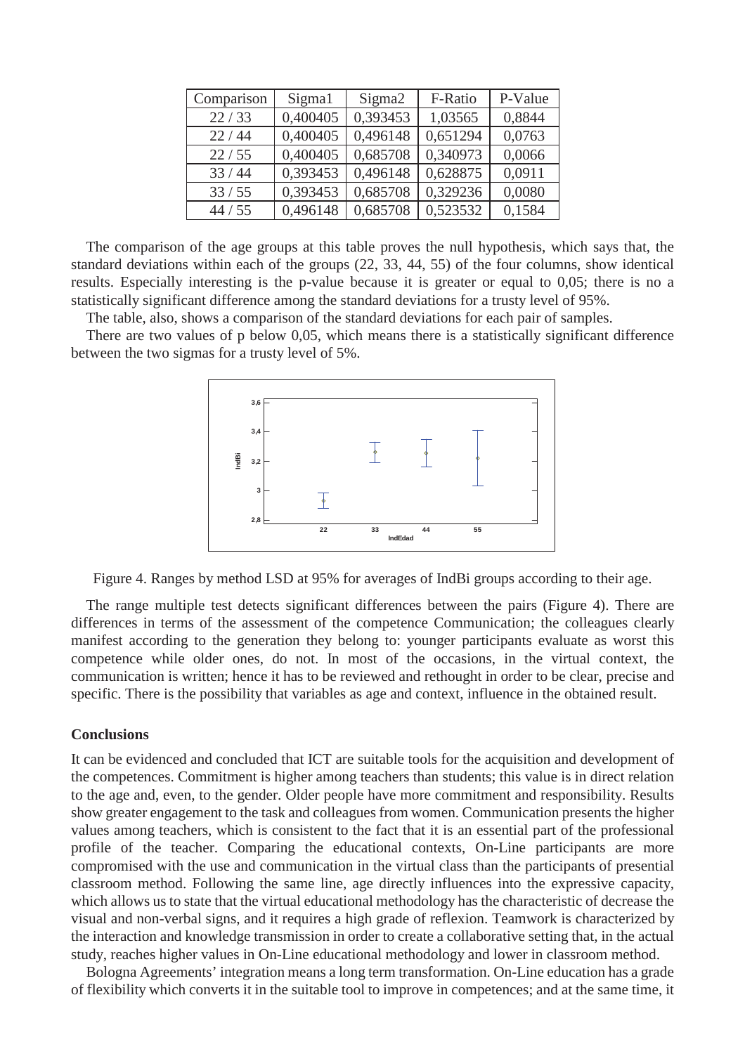| Comparison | Sigma1 | Sigma2 | F-Ratio | P-Value |
|---|---|---|---|---|
| 22 / 33 | 0,400405 | 0,393453 | 1,03565 | 0,8844 |
| 22 / 44 | 0,400405 | 0,496148 | 0,651294 | 0,0763 |
| 22 / 55 | 0,400405 | 0,685708 | 0,340973 | 0,0066 |
| 33 / 44 | 0,393453 | 0,496148 | 0,628875 | 0,0911 |
| 33 / 55 | 0,393453 | 0,685708 | 0,329236 | 0,0080 |
| 44 / 55 | 0,496148 | 0,685708 | 0,523532 | 0,1584 |

The comparison of the age groups at this table proves the null hypothesis, which says that, the standard deviations within each of the groups (22, 33, 44, 55) of the four columns, show identical results. Especially interesting is the p-value because it is greater or equal to 0,05; there is no a statistically significant difference among the standard deviations for a trusty level of 95%.

The table, also, shows a comparison of the standard deviations for each pair of samples.

There are two values of p below 0,05, which means there is a statistically significant difference between the two sigmas for a trusty level of 5%.

Figure 4. Ranges by method LSD at 95% for averages of IndBi groups according to their age.

The range multiple test detects significant differences between the pairs (Figure 4). There are differences in terms of the assessment of the competence Communication; the colleagues clearly manifest according to the generation they belong to: younger participants evaluate as worst this competence while older ones, do not. In most of the occasions, in the virtual context, the communication is written; hence it has to be reviewed and rethought in order to be clear, precise and specific. There is the possibility that variables as age and context, influence in the obtained result.

## Conclusions

It can be evidenced and concluded that ICT are suitable tools for the acquisition and development of the competences. Commitment is higher among teachers than students; this value is in direct relation to the age and, even, to the gender. Older people have more commitment and responsibility. Results show greater engagement to the task and colleagues from women. Communication presents the higher values among teachers, which is consistent to the fact that it is an essential part of the professional profile of the teacher. Comparing the educational contexts, On-Line participants are more compromised with the use and communication in the virtual class than the participants of presential classroom method. Following the same line, age directly influences into the expressive capacity, which allows us to state that the virtual educational methodology has the characteristic of decrease the visual and non-verbal signs, and it requires a high grade of reflexion. Teamwork is characterized by the interaction and knowledge transmission in order to create a collaborative setting that, in the actual study, reaches higher values in On-Line educational methodology and lower in classroom method.

Bologna Agreements' integration means a long term transformation. On-Line education has a grade of flexibility which converts it in the suitable tool to improve in competences; and at the same time, it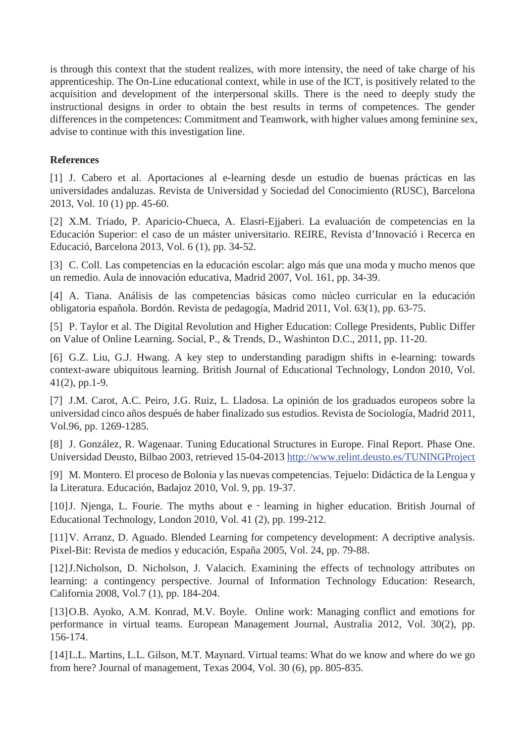is through this context that the student realizes, with more intensity, the need of take charge of his apprenticeship. The On-Line educational context, while in use of the ICT, is positively related to the acquisition and development of the interpersonal skills. There is the need to deeply study the instructional designs in order to obtain the best results in terms of competences. The gender differences in the competences: Commitment and Teamwork, with higher values among feminine sex, advise to continue with this investigation line.

**References**

[1] J. Cabero et al. Aportaciones al e-learning desde un estudio de buenas prácticas en las universidades andaluzas. Revista de Universidad y Sociedad del Conocimiento (RUSC), Barcelona 2013, Vol. 10 (1) pp. 45-60.

[2] X.M. Triado, P. Aparicio-Chueca, A. Elasri-Ejjaberi. La evaluación de competencias en la Educación Superior: el caso de un máster universitario. REIRE, Revista d'Innovació i Recerca en Educació, Barcelona 2013, Vol. 6 (1), pp. 34-52.

[3] C. Coll. Las competencias en la educación escolar: algo más que una moda y mucho menos que un remedio. Aula de innovación educativa, Madrid 2007, Vol. 161, pp. 34-39.

[4] A. Tiana. Análisis de las competencias básicas como núcleo curricular en la educación obligatoria española. Bordón. Revista de pedagogía, Madrid 2011, Vol. 63(1), pp. 63-75.

[5] P. Taylor et al. The Digital Revolution and Higher Education: College Presidents, Public Differ on Value of Online Learning. Social, P., & Trends, D., Washinton D.C., 2011, pp. 11-20.

[6] G.Z. Liu, G.J. Hwang. A key step to understanding paradigm shifts in e-learning: towards context-aware ubiquitous learning. British Journal of Educational Technology, London 2010, Vol. 41(2), pp.1-9.

[7] J.M. Carot, A.C. Peiro, J.G. Ruiz, L. Lladosa. La opinión de los graduados europeos sobre la universidad cinco años después de haber finalizado sus estudios. Revista de Sociología, Madrid 2011, Vol.96, pp. 1269-1285.

[8] J. González, R. Wagenaar. Tuning Educational Structures in Europe. Final Report. Phase One. Universidad Deusto, Bilbao 2003, retrieved 15-04-2013 http://www.relint.deusto.es/TUNINGProject

[9] M. Montero. El proceso de Bolonia y las nuevas competencias. Tejuelo: Didáctica de la Lengua y la Literatura. Educación, Badajoz 2010, Vol. 9, pp. 19-37.

[10] J. Njenga, L. Fourie. The myths about e‐learning in higher education. British Journal of Educational Technology, London 2010, Vol. 41 (2), pp. 199-212.

[11] V. Arranz, D. Aguado. Blended Learning for competency development: A decriptive analysis. Pixel-Bit: Revista de medios y educación, España 2005, Vol. 24, pp. 79-88.

[12] J.Nicholson, D. Nicholson, J. Valacich. Examining the effects of technology attributes on learning: a contingency perspective. Journal of Information Technology Education: Research, California 2008, Vol.7 (1), pp. 184-204.

[13] O.B. Ayoko, A.M. Konrad, M.V. Boyle. Online work: Managing conflict and emotions for performance in virtual teams. European Management Journal, Australia 2012, Vol. 30(2), pp. 156-174.

[14] L.L. Martins, L.L. Gilson, M.T. Maynard. Virtual teams: What do we know and where do we go from here? Journal of management, Texas 2004, Vol. 30 (6), pp. 805-835.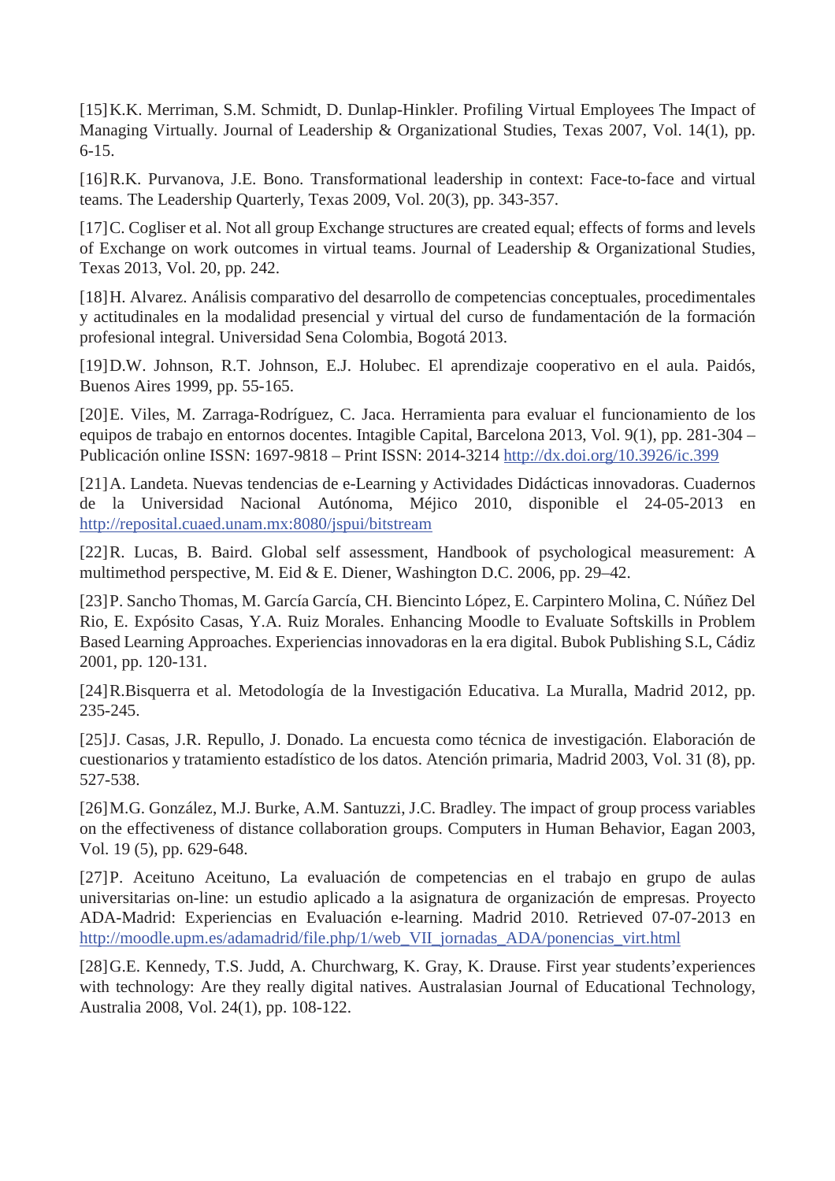[15] K.K. Merriman, S.M. Schmidt, D. Dunlap-Hinkler. Profiling Virtual Employees The Impact of Managing Virtually. Journal of Leadership & Organizational Studies, Texas 2007, Vol. 14(1), pp. 6-15.

[16] R.K. Purvanova, J.E. Bono. Transformational leadership in context: Face-to-face and virtual teams. The Leadership Quarterly, Texas 2009, Vol. 20(3), pp. 343-357.

[17] C. Cogliser et al. Not all group Exchange structures are created equal; effects of forms and levels of Exchange on work outcomes in virtual teams. Journal of Leadership & Organizational Studies, Texas 2013, Vol. 20, pp. 242.

[18] H. Alvarez. Análisis comparativo del desarrollo de competencias conceptuales, procedimentales y actitudinales en la modalidad presencial y virtual del curso de fundamentación de la formación profesional integral. Universidad Sena Colombia, Bogotá 2013.

[19] D.W. Johnson, R.T. Johnson, E.J. Holubec. El aprendizaje cooperativo en el aula. Paidós, Buenos Aires 1999, pp. 55-165.

[20] E. Viles, M. Zarraga-Rodríguez, C. Jaca. Herramienta para evaluar el funcionamiento de los equipos de trabajo en entornos docentes. Intagible Capital, Barcelona 2013, Vol. 9(1), pp. 281-304 – Publicación online ISSN: 1697-9818 – Print ISSN: 2014-3214 http://dx.doi.org/10.3926/ic.399

[21] A. Landeta. Nuevas tendencias de e-Learning y Actividades Didácticas innovadoras. Cuadernos de la Universidad Nacional Autónoma, Méjico 2010, disponible el 24-05-2013 en http://reposital.cuaed.unam.mx:8080/jspui/bitstream

[22] R. Lucas, B. Baird. Global self assessment, Handbook of psychological measurement: A multimethod perspective, M. Eid & E. Diener, Washington D.C. 2006, pp. 29–42.

[23] P. Sancho Thomas, M. García García, CH. Biencinto López, E. Carpintero Molina, C. Núñez Del Rio, E. Expósito Casas, Y.A. Ruiz Morales. Enhancing Moodle to Evaluate Softskills in Problem Based Learning Approaches. Experiencias innovadoras en la era digital. Bubok Publishing S.L, Cádiz 2001, pp. 120-131.

[24] R.Bisquerra et al. Metodología de la Investigación Educativa. La Muralla, Madrid 2012, pp. 235-245.

[25] J. Casas, J.R. Repullo, J. Donado. La encuesta como técnica de investigación. Elaboración de cuestionarios y tratamiento estadístico de los datos. Atención primaria, Madrid 2003, Vol. 31 (8), pp. 527-538.

[26] M.G. González, M.J. Burke, A.M. Santuzzi, J.C. Bradley. The impact of group process variables on the effectiveness of distance collaboration groups. Computers in Human Behavior, Eagan 2003, Vol. 19 (5), pp. 629-648.

[27] P. Aceituno Aceituno, La evaluación de competencias en el trabajo en grupo de aulas universitarias on-line: un estudio aplicado a la asignatura de organización de empresas. Proyecto ADA-Madrid: Experiencias en Evaluación e-learning. Madrid 2010. Retrieved 07-07-2013 en http://moodle.upm.es/adamadrid/file.php/1/web_VII_jornadas_ADA/ponencias_virt.html

[28] G.E. Kennedy, T.S. Judd, A. Churchwarg, K. Gray, K. Drause. First year students'experiences with technology: Are they really digital natives. Australasian Journal of Educational Technology, Australia 2008, Vol. 24(1), pp. 108-122.